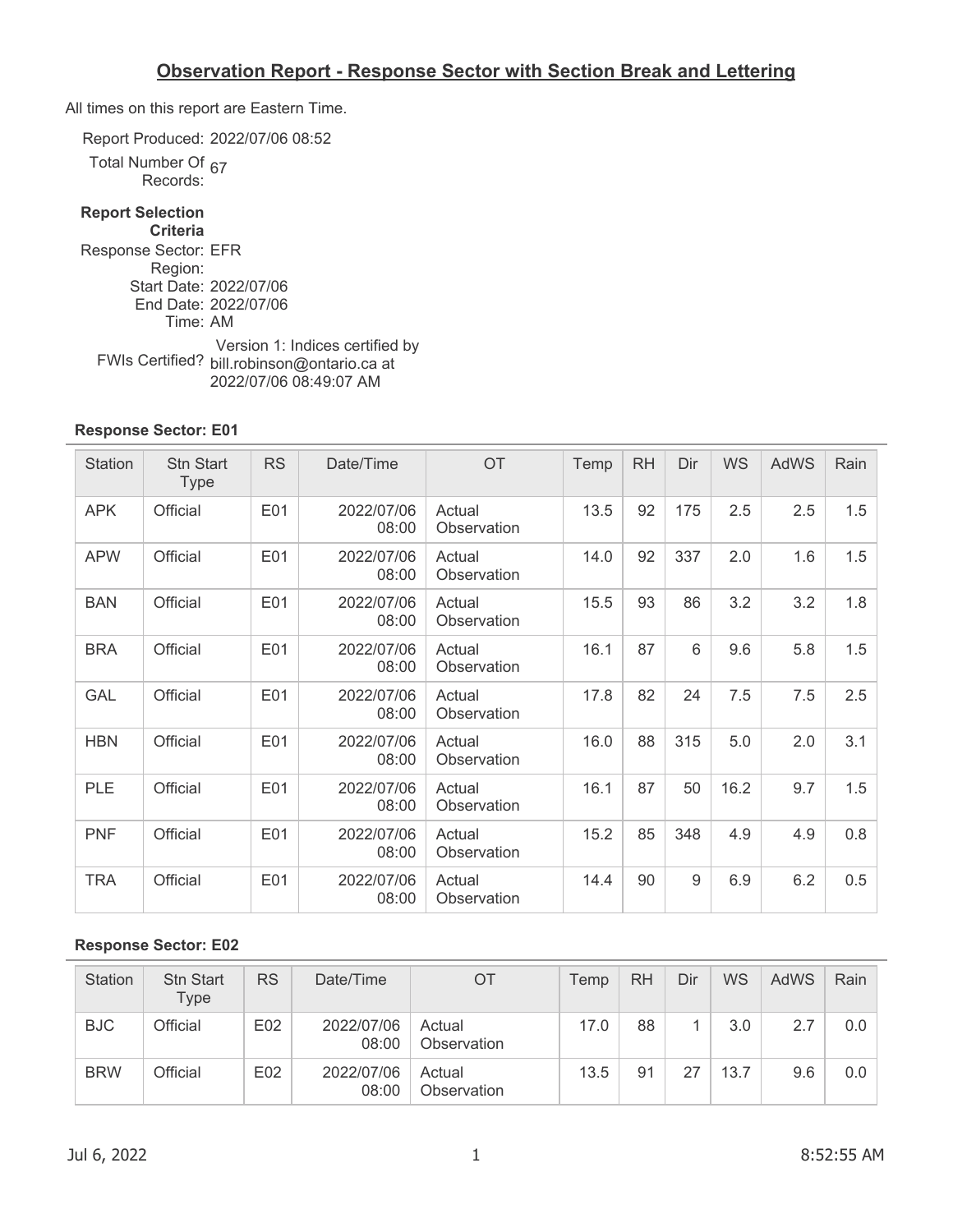# Observation Report - Response Sector with Section Break and Lettering

All times on this report are Eastern Time.

Report Produced: 2022/07/06 08:52

Total Number Of Records: 67

**Report Selection Criteria**

Response Sector: EFR

Region:

Start Date: 2022/07/06

End Date: 2022/07/06

Time: AM

FWIs Certified? Version 1: Indices certified by bill.robinson@ontario.ca at 2022/07/06 08:49:07 AM

### Response Sector: E01

| Station | Stn Start Type | RS | Date/Time | OT | Temp | RH | Dir | WS | AdWS | Rain |
|---|---|---|---|---|---|---|---|---|---|---|
| APK | Official | E01 | 2022/07/06 08:00 | Actual Observation | 13.5 | 92 | 175 | 2.5 | 2.5 | 1.5 |
| APW | Official | E01 | 2022/07/06 08:00 | Actual Observation | 14.0 | 92 | 337 | 2.0 | 1.6 | 1.5 |
| BAN | Official | E01 | 2022/07/06 08:00 | Actual Observation | 15.5 | 93 | 86 | 3.2 | 3.2 | 1.8 |
| BRA | Official | E01 | 2022/07/06 08:00 | Actual Observation | 16.1 | 87 | 6 | 9.6 | 5.8 | 1.5 |
| GAL | Official | E01 | 2022/07/06 08:00 | Actual Observation | 17.8 | 82 | 24 | 7.5 | 7.5 | 2.5 |
| HBN | Official | E01 | 2022/07/06 08:00 | Actual Observation | 16.0 | 88 | 315 | 5.0 | 2.0 | 3.1 |
| PLE | Official | E01 | 2022/07/06 08:00 | Actual Observation | 16.1 | 87 | 50 | 16.2 | 9.7 | 1.5 |
| PNF | Official | E01 | 2022/07/06 08:00 | Actual Observation | 15.2 | 85 | 348 | 4.9 | 4.9 | 0.8 |
| TRA | Official | E01 | 2022/07/06 08:00 | Actual Observation | 14.4 | 90 | 9 | 6.9 | 6.2 | 0.5 |

### Response Sector: E02

| Station | Stn Start Type | RS | Date/Time | OT | Temp | RH | Dir | WS | AdWS | Rain |
|---|---|---|---|---|---|---|---|---|---|---|
| BJC | Official | E02 | 2022/07/06 08:00 | Actual Observation | 17.0 | 88 | 1 | 3.0 | 2.7 | 0.0 |
| BRW | Official | E02 | 2022/07/06 08:00 | Actual Observation | 13.5 | 91 | 27 | 13.7 | 9.6 | 0.0 |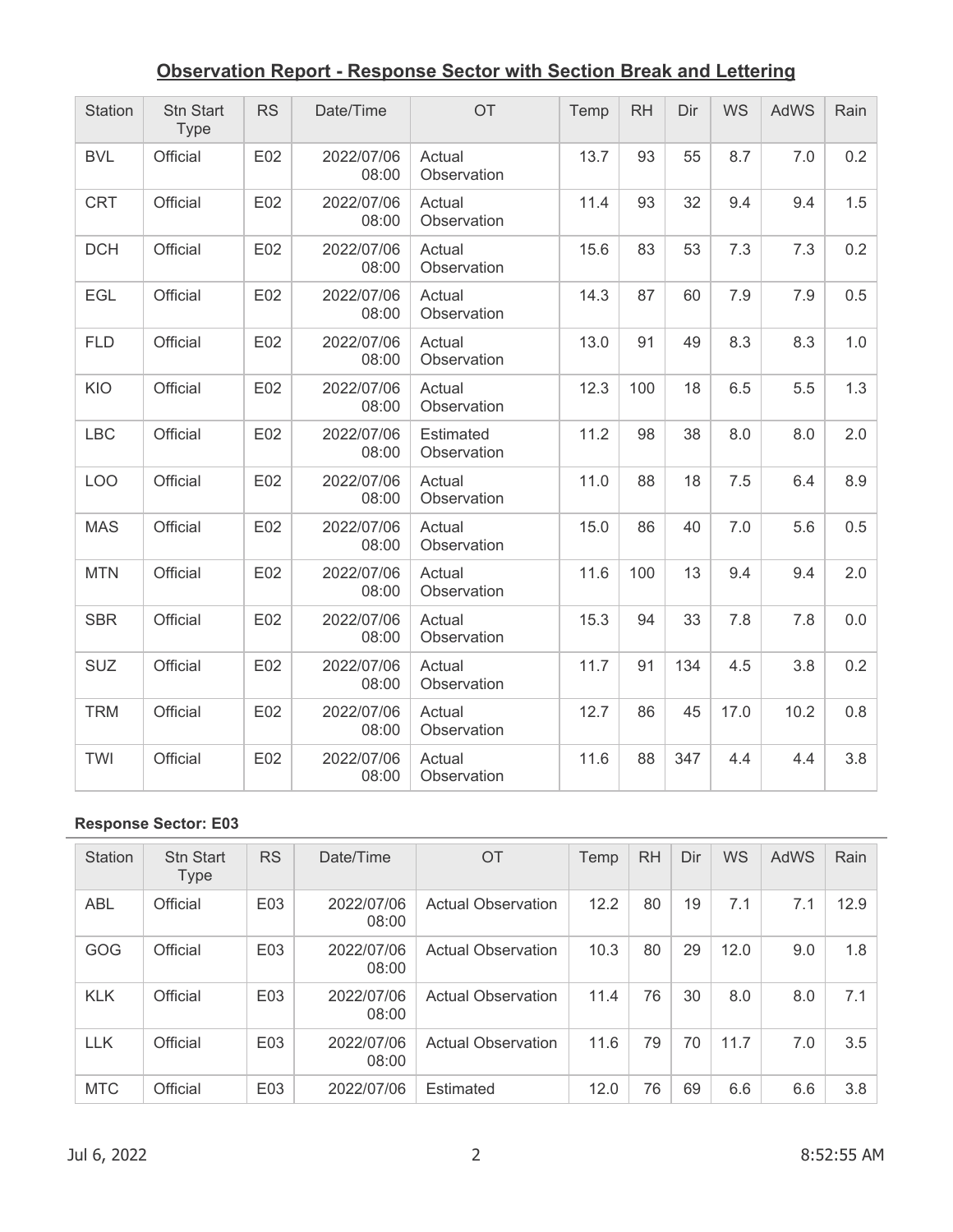## Observation Report - Response Sector with Section Break and Lettering

| Station | Stn Start Type | RS | Date/Time | OT | Temp | RH | Dir | WS | AdWS | Rain |
|---|---|---|---|---|---|---|---|---|---|---|
| BVL | Official | E02 | 2022/07/06 08:00 | Actual Observation | 13.7 | 93 | 55 | 8.7 | 7.0 | 0.2 |
| CRT | Official | E02 | 2022/07/06 08:00 | Actual Observation | 11.4 | 93 | 32 | 9.4 | 9.4 | 1.5 |
| DCH | Official | E02 | 2022/07/06 08:00 | Actual Observation | 15.6 | 83 | 53 | 7.3 | 7.3 | 0.2 |
| EGL | Official | E02 | 2022/07/06 08:00 | Actual Observation | 14.3 | 87 | 60 | 7.9 | 7.9 | 0.5 |
| FLD | Official | E02 | 2022/07/06 08:00 | Actual Observation | 13.0 | 91 | 49 | 8.3 | 8.3 | 1.0 |
| KIO | Official | E02 | 2022/07/06 08:00 | Actual Observation | 12.3 | 100 | 18 | 6.5 | 5.5 | 1.3 |
| LBC | Official | E02 | 2022/07/06 08:00 | Estimated Observation | 11.2 | 98 | 38 | 8.0 | 8.0 | 2.0 |
| LOO | Official | E02 | 2022/07/06 08:00 | Actual Observation | 11.0 | 88 | 18 | 7.5 | 6.4 | 8.9 |
| MAS | Official | E02 | 2022/07/06 08:00 | Actual Observation | 15.0 | 86 | 40 | 7.0 | 5.6 | 0.5 |
| MTN | Official | E02 | 2022/07/06 08:00 | Actual Observation | 11.6 | 100 | 13 | 9.4 | 9.4 | 2.0 |
| SBR | Official | E02 | 2022/07/06 08:00 | Actual Observation | 15.3 | 94 | 33 | 7.8 | 7.8 | 0.0 |
| SUZ | Official | E02 | 2022/07/06 08:00 | Actual Observation | 11.7 | 91 | 134 | 4.5 | 3.8 | 0.2 |
| TRM | Official | E02 | 2022/07/06 08:00 | Actual Observation | 12.7 | 86 | 45 | 17.0 | 10.2 | 0.8 |
| TWI | Official | E02 | 2022/07/06 08:00 | Actual Observation | 11.6 | 88 | 347 | 4.4 | 4.4 | 3.8 |

**Response Sector: E03**

| Station | Stn Start Type | RS | Date/Time | OT | Temp | RH | Dir | WS | AdWS | Rain |
|---|---|---|---|---|---|---|---|---|---|---|
| ABL | Official | E03 | 2022/07/06 08:00 | Actual Observation | 12.2 | 80 | 19 | 7.1 | 7.1 | 12.9 |
| GOG | Official | E03 | 2022/07/06 08:00 | Actual Observation | 10.3 | 80 | 29 | 12.0 | 9.0 | 1.8 |
| KLK | Official | E03 | 2022/07/06 08:00 | Actual Observation | 11.4 | 76 | 30 | 8.0 | 8.0 | 7.1 |
| LLK | Official | E03 | 2022/07/06 08:00 | Actual Observation | 11.6 | 79 | 70 | 11.7 | 7.0 | 3.5 |
| MTC | Official | E03 | 2022/07/06 | Estimated | 12.0 | 76 | 69 | 6.6 | 6.6 | 3.8 |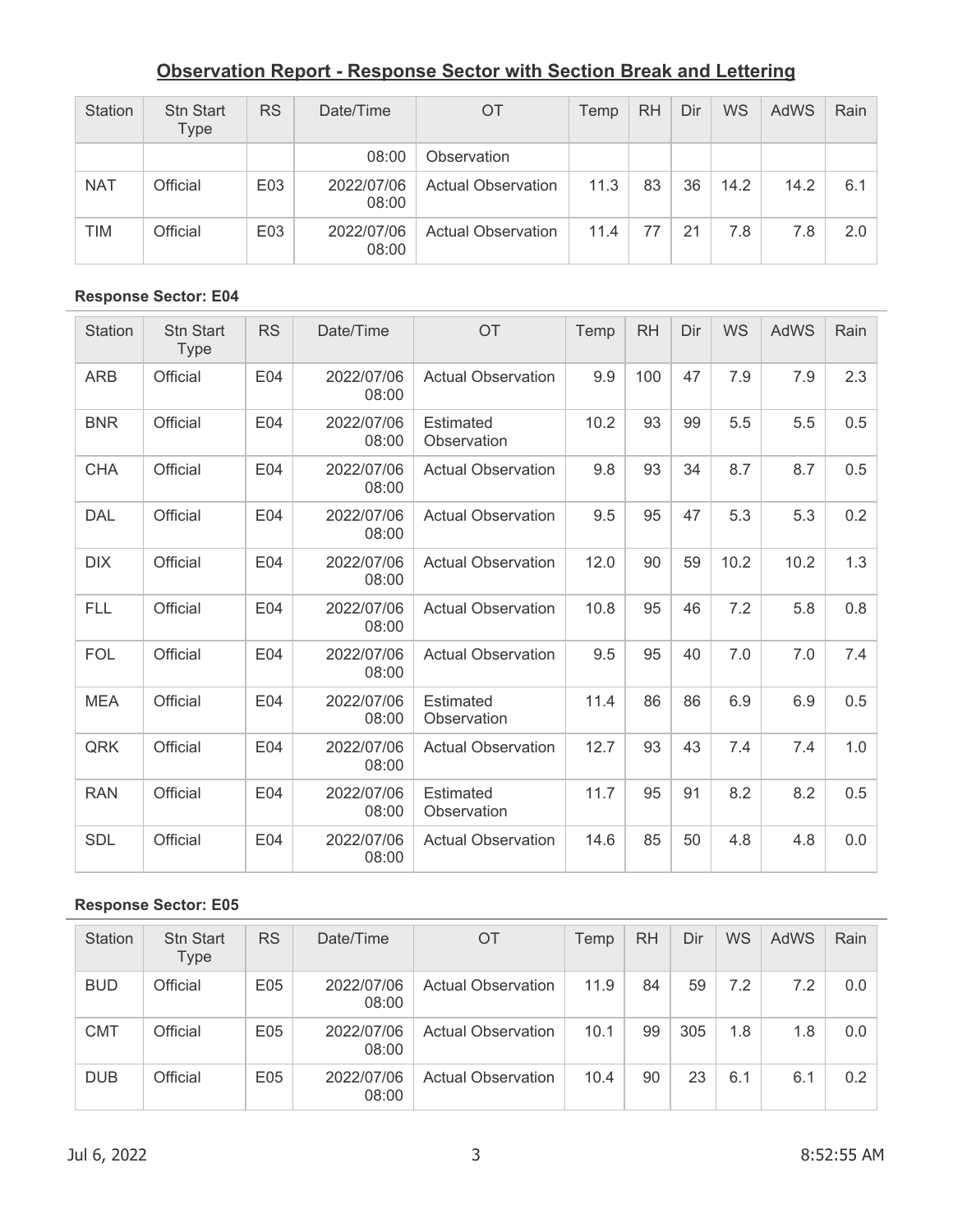## Observation Report - Response Sector with Section Break and Lettering

| Station | Stn Start Type | RS | Date/Time | OT | Temp | RH | Dir | WS | AdWS | Rain |
|---|---|---|---|---|---|---|---|---|---|---|
| | | | 08:00 | Observation | | | | | | |
| NAT | Official | E03 | 2022/07/06 08:00 | Actual Observation | 11.3 | 83 | 36 | 14.2 | 14.2 | 6.1 |
| TIM | Official | E03 | 2022/07/06 08:00 | Actual Observation | 11.4 | 77 | 21 | 7.8 | 7.8 | 2.0 |

**Response Sector: E04**

| Station | Stn Start Type | RS | Date/Time | OT | Temp | RH | Dir | WS | AdWS | Rain |
|---|---|---|---|---|---|---|---|---|---|---|
| ARB | Official | E04 | 2022/07/06 08:00 | Actual Observation | 9.9 | 100 | 47 | 7.9 | 7.9 | 2.3 |
| BNR | Official | E04 | 2022/07/06 08:00 | Estimated Observation | 10.2 | 93 | 99 | 5.5 | 5.5 | 0.5 |
| CHA | Official | E04 | 2022/07/06 08:00 | Actual Observation | 9.8 | 93 | 34 | 8.7 | 8.7 | 0.5 |
| DAL | Official | E04 | 2022/07/06 08:00 | Actual Observation | 9.5 | 95 | 47 | 5.3 | 5.3 | 0.2 |
| DIX | Official | E04 | 2022/07/06 08:00 | Actual Observation | 12.0 | 90 | 59 | 10.2 | 10.2 | 1.3 |
| FLL | Official | E04 | 2022/07/06 08:00 | Actual Observation | 10.8 | 95 | 46 | 7.2 | 5.8 | 0.8 |
| FOL | Official | E04 | 2022/07/06 08:00 | Actual Observation | 9.5 | 95 | 40 | 7.0 | 7.0 | 7.4 |
| MEA | Official | E04 | 2022/07/06 08:00 | Estimated Observation | 11.4 | 86 | 86 | 6.9 | 6.9 | 0.5 |
| QRK | Official | E04 | 2022/07/06 08:00 | Actual Observation | 12.7 | 93 | 43 | 7.4 | 7.4 | 1.0 |
| RAN | Official | E04 | 2022/07/06 08:00 | Estimated Observation | 11.7 | 95 | 91 | 8.2 | 8.2 | 0.5 |
| SDL | Official | E04 | 2022/07/06 08:00 | Actual Observation | 14.6 | 85 | 50 | 4.8 | 4.8 | 0.0 |

**Response Sector: E05**

| Station | Stn Start Type | RS | Date/Time | OT | Temp | RH | Dir | WS | AdWS | Rain |
|---|---|---|---|---|---|---|---|---|---|---|
| BUD | Official | E05 | 2022/07/06 08:00 | Actual Observation | 11.9 | 84 | 59 | 7.2 | 7.2 | 0.0 |
| CMT | Official | E05 | 2022/07/06 08:00 | Actual Observation | 10.1 | 99 | 305 | 1.8 | 1.8 | 0.0 |
| DUB | Official | E05 | 2022/07/06 08:00 | Actual Observation | 10.4 | 90 | 23 | 6.1 | 6.1 | 0.2 |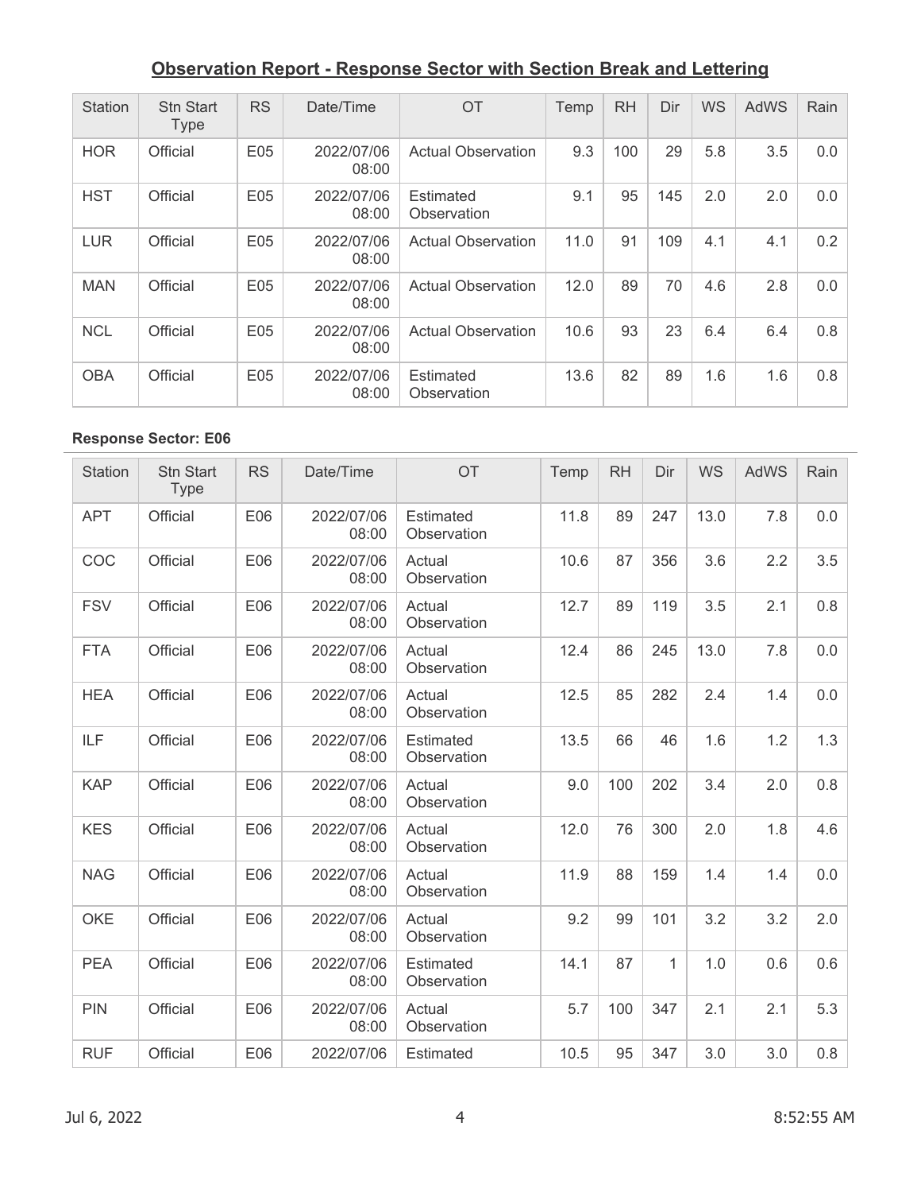## Observation Report - Response Sector with Section Break and Lettering

| Station | Stn Start Type | RS | Date/Time | OT | Temp | RH | Dir | WS | AdWS | Rain |
|---|---|---|---|---|---|---|---|---|---|---|
| HOR | Official | E05 | 2022/07/06 08:00 | Actual Observation | 9.3 | 100 | 29 | 5.8 | 3.5 | 0.0 |
| HST | Official | E05 | 2022/07/06 08:00 | Estimated Observation | 9.1 | 95 | 145 | 2.0 | 2.0 | 0.0 |
| LUR | Official | E05 | 2022/07/06 08:00 | Actual Observation | 11.0 | 91 | 109 | 4.1 | 4.1 | 0.2 |
| MAN | Official | E05 | 2022/07/06 08:00 | Actual Observation | 12.0 | 89 | 70 | 4.6 | 2.8 | 0.0 |
| NCL | Official | E05 | 2022/07/06 08:00 | Actual Observation | 10.6 | 93 | 23 | 6.4 | 6.4 | 0.8 |
| OBA | Official | E05 | 2022/07/06 08:00 | Estimated Observation | 13.6 | 82 | 89 | 1.6 | 1.6 | 0.8 |

**Response Sector: E06**

| Station | Stn Start Type | RS | Date/Time | OT | Temp | RH | Dir | WS | AdWS | Rain |
|---|---|---|---|---|---|---|---|---|---|---|
| APT | Official | E06 | 2022/07/06 08:00 | Estimated Observation | 11.8 | 89 | 247 | 13.0 | 7.8 | 0.0 |
| COC | Official | E06 | 2022/07/06 08:00 | Actual Observation | 10.6 | 87 | 356 | 3.6 | 2.2 | 3.5 |
| FSV | Official | E06 | 2022/07/06 08:00 | Actual Observation | 12.7 | 89 | 119 | 3.5 | 2.1 | 0.8 |
| FTA | Official | E06 | 2022/07/06 08:00 | Actual Observation | 12.4 | 86 | 245 | 13.0 | 7.8 | 0.0 |
| HEA | Official | E06 | 2022/07/06 08:00 | Actual Observation | 12.5 | 85 | 282 | 2.4 | 1.4 | 0.0 |
| ILF | Official | E06 | 2022/07/06 08:00 | Estimated Observation | 13.5 | 66 | 46 | 1.6 | 1.2 | 1.3 |
| KAP | Official | E06 | 2022/07/06 08:00 | Actual Observation | 9.0 | 100 | 202 | 3.4 | 2.0 | 0.8 |
| KES | Official | E06 | 2022/07/06 08:00 | Actual Observation | 12.0 | 76 | 300 | 2.0 | 1.8 | 4.6 |
| NAG | Official | E06 | 2022/07/06 08:00 | Actual Observation | 11.9 | 88 | 159 | 1.4 | 1.4 | 0.0 |
| OKE | Official | E06 | 2022/07/06 08:00 | Actual Observation | 9.2 | 99 | 101 | 3.2 | 3.2 | 2.0 |
| PEA | Official | E06 | 2022/07/06 08:00 | Estimated Observation | 14.1 | 87 | 1 | 1.0 | 0.6 | 0.6 |
| PIN | Official | E06 | 2022/07/06 08:00 | Actual Observation | 5.7 | 100 | 347 | 2.1 | 2.1 | 5.3 |
| RUF | Official | E06 | 2022/07/06 | Estimated | 10.5 | 95 | 347 | 3.0 | 3.0 | 0.8 |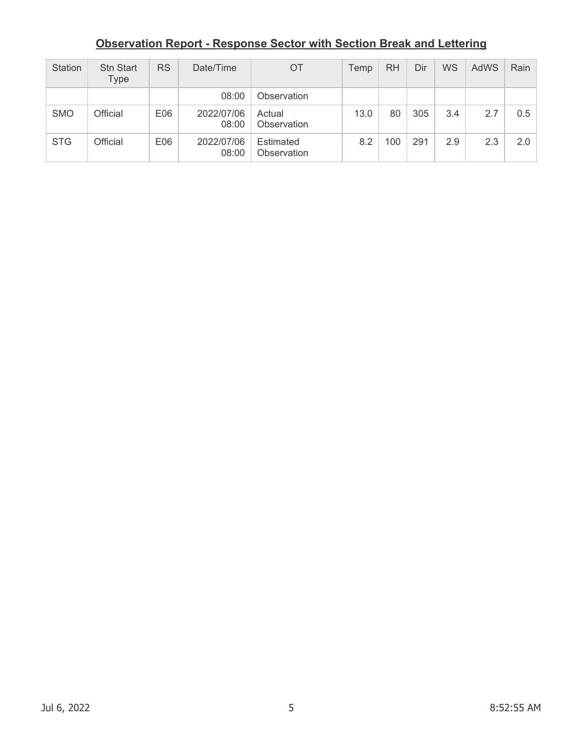## Observation Report - Response Sector with Section Break and Lettering

| Station | Stn Start Type | RS | Date/Time | OT | Temp | RH | Dir | WS | AdWS | Rain |
|---|---|---|---|---|---|---|---|---|---|---|
| | | | 08:00 | Observation | | | | | | |
| SMO | Official | E06 | 2022/07/06 08:00 | Actual Observation | 13.0 | 80 | 305 | 3.4 | 2.7 | 0.5 |
| STG | Official | E06 | 2022/07/06 08:00 | Estimated Observation | 8.2 | 100 | 291 | 2.9 | 2.3 | 2.0 |